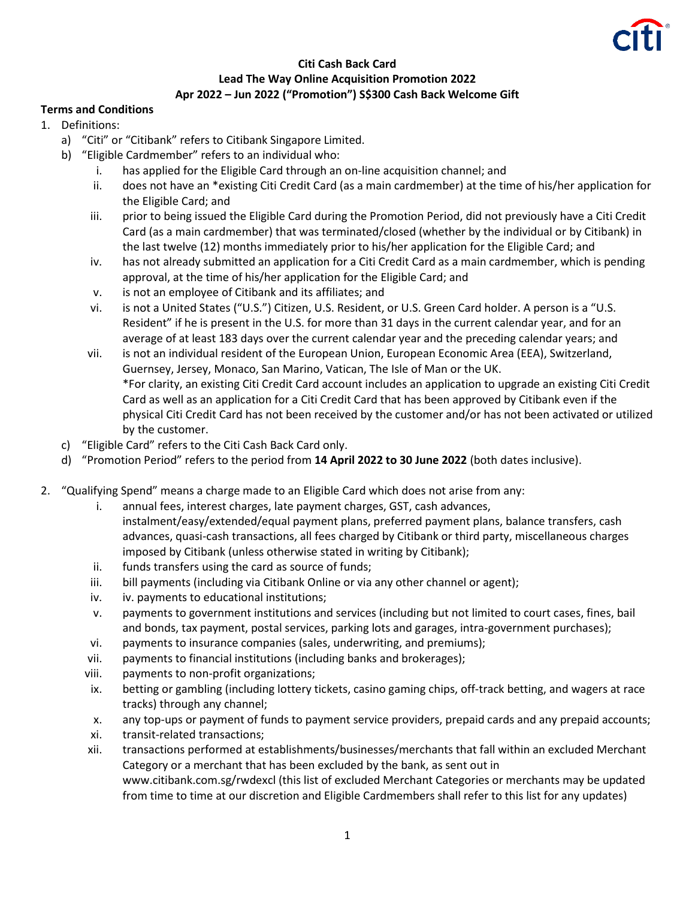**Citi Cash Back Card**
**Lead The Way Online Acquisition Promotion 2022**
**Apr 2022 – Jun 2022 ("Promotion") S$300 Cash Back Welcome Gift**

**Terms and Conditions**

1. Definitions:
   a) "Citi" or "Citibank" refers to Citibank Singapore Limited.
   b) "Eligible Cardmember" refers to an individual who:
      i. has applied for the Eligible Card through an on-line acquisition channel; and
      ii. does not have an *existing Citi Credit Card (as a main cardmember) at the time of his/her application for the Eligible Card; and
      iii. prior to being issued the Eligible Card during the Promotion Period, did not previously have a Citi Credit Card (as a main cardmember) that was terminated/closed (whether by the individual or by Citibank) in the last twelve (12) months immediately prior to his/her application for the Eligible Card; and
      iv. has not already submitted an application for a Citi Credit Card as a main cardmember, which is pending approval, at the time of his/her application for the Eligible Card; and
      v. is not an employee of Citibank and its affiliates; and
      vi. is not a United States ("U.S.") Citizen, U.S. Resident, or U.S. Green Card holder. A person is a "U.S. Resident" if he is present in the U.S. for more than 31 days in the current calendar year, and for an average of at least 183 days over the current calendar year and the preceding calendar years; and
      vii. is not an individual resident of the European Union, European Economic Area (EEA), Switzerland, Guernsey, Jersey, Monaco, San Marino, Vatican, The Isle of Man or the UK.
      *For clarity, an existing Citi Credit Card account includes an application to upgrade an existing Citi Credit Card as well as an application for a Citi Credit Card that has been approved by Citibank even if the physical Citi Credit Card has not been received by the customer and/or has not been activated or utilized by the customer.
   c) "Eligible Card" refers to the Citi Cash Back Card only.
   d) "Promotion Period" refers to the period from **14 April 2022 to 30 June 2022** (both dates inclusive).

2. "Qualifying Spend" means a charge made to an Eligible Card which does not arise from any:
   i. annual fees, interest charges, late payment charges, GST, cash advances, instalment/easy/extended/equal payment plans, preferred payment plans, balance transfers, cash advances, quasi-cash transactions, all fees charged by Citibank or third party, miscellaneous charges imposed by Citibank (unless otherwise stated in writing by Citibank);
   ii. funds transfers using the card as source of funds;
   iii. bill payments (including via Citibank Online or via any other channel or agent);
   iv. iv. payments to educational institutions;
   v. payments to government institutions and services (including but not limited to court cases, fines, bail and bonds, tax payment, postal services, parking lots and garages, intra-government purchases);
   vi. payments to insurance companies (sales, underwriting, and premiums);
   vii. payments to financial institutions (including banks and brokerages);
   viii. payments to non-profit organizations;
   ix. betting or gambling (including lottery tickets, casino gaming chips, off-track betting, and wagers at race tracks) through any channel;
   x. any top-ups or payment of funds to payment service providers, prepaid cards and any prepaid accounts;
   xi. transit-related transactions;
   xii. transactions performed at establishments/businesses/merchants that fall within an excluded Merchant Category or a merchant that has been excluded by the bank, as sent out in www.citibank.com.sg/rwdexcl (this list of excluded Merchant Categories or merchants may be updated from time to time at our discretion and Eligible Cardmembers shall refer to this list for any updates)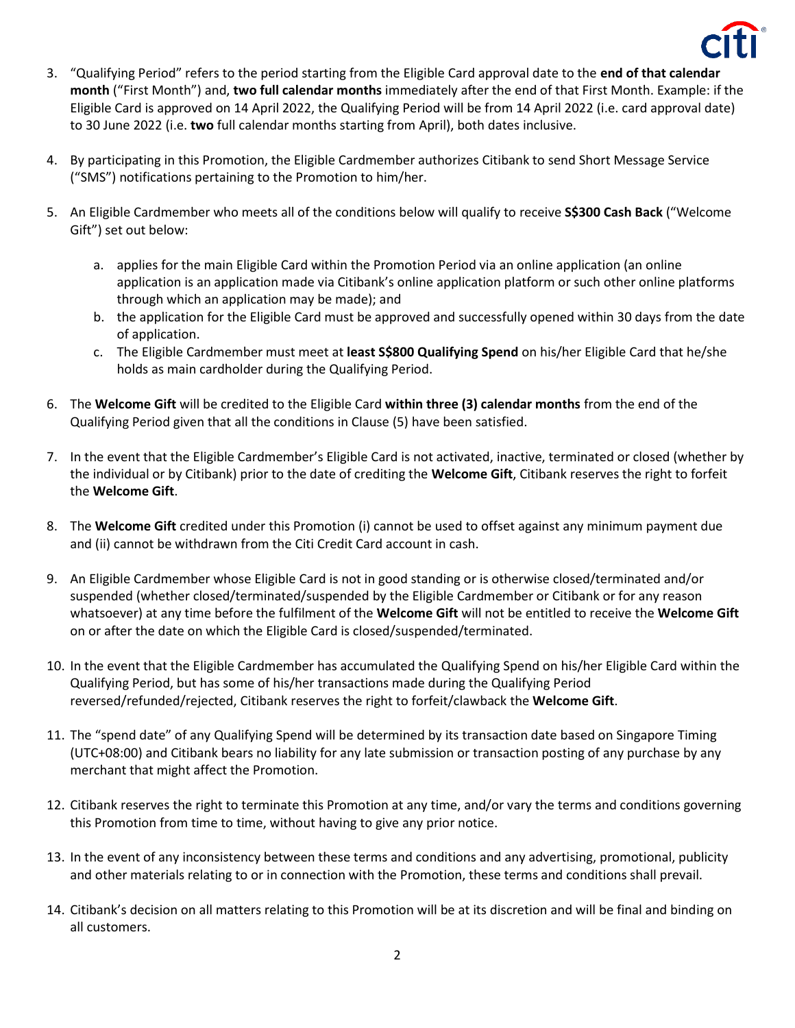3. "Qualifying Period" refers to the period starting from the Eligible Card approval date to the **end of that calendar month** ("First Month") and, **two full calendar months** immediately after the end of that First Month. Example: if the Eligible Card is approved on 14 April 2022, the Qualifying Period will be from 14 April 2022 (i.e. card approval date) to 30 June 2022 (i.e. **two** full calendar months starting from April), both dates inclusive.

4. By participating in this Promotion, the Eligible Cardmember authorizes Citibank to send Short Message Service ("SMS") notifications pertaining to the Promotion to him/her.

5. An Eligible Cardmember who meets all of the conditions below will qualify to receive **S$300 Cash Back** ("Welcome Gift") set out below:

   a. applies for the main Eligible Card within the Promotion Period via an online application (an online application is an application made via Citibank's online application platform or such other online platforms through which an application may be made); and
   b. the application for the Eligible Card must be approved and successfully opened within 30 days from the date of application.
   c. The Eligible Cardmember must meet at **least S$800 Qualifying Spend** on his/her Eligible Card that he/she holds as main cardholder during the Qualifying Period.

6. The **Welcome Gift** will be credited to the Eligible Card **within three (3) calendar months** from the end of the Qualifying Period given that all the conditions in Clause (5) have been satisfied.

7. In the event that the Eligible Cardmember's Eligible Card is not activated, inactive, terminated or closed (whether by the individual or by Citibank) prior to the date of crediting the **Welcome Gift**, Citibank reserves the right to forfeit the **Welcome Gift**.

8. The **Welcome Gift** credited under this Promotion (i) cannot be used to offset against any minimum payment due and (ii) cannot be withdrawn from the Citi Credit Card account in cash.

9. An Eligible Cardmember whose Eligible Card is not in good standing or is otherwise closed/terminated and/or suspended (whether closed/terminated/suspended by the Eligible Cardmember or Citibank or for any reason whatsoever) at any time before the fulfilment of the **Welcome Gift** will not be entitled to receive the **Welcome Gift** on or after the date on which the Eligible Card is closed/suspended/terminated.

10. In the event that the Eligible Cardmember has accumulated the Qualifying Spend on his/her Eligible Card within the Qualifying Period, but has some of his/her transactions made during the Qualifying Period reversed/refunded/rejected, Citibank reserves the right to forfeit/clawback the **Welcome Gift**.

11. The "spend date" of any Qualifying Spend will be determined by its transaction date based on Singapore Timing (UTC+08:00) and Citibank bears no liability for any late submission or transaction posting of any purchase by any merchant that might affect the Promotion.

12. Citibank reserves the right to terminate this Promotion at any time, and/or vary the terms and conditions governing this Promotion from time to time, without having to give any prior notice.

13. In the event of any inconsistency between these terms and conditions and any advertising, promotional, publicity and other materials relating to or in connection with the Promotion, these terms and conditions shall prevail.

14. Citibank's decision on all matters relating to this Promotion will be at its discretion and will be final and binding on all customers.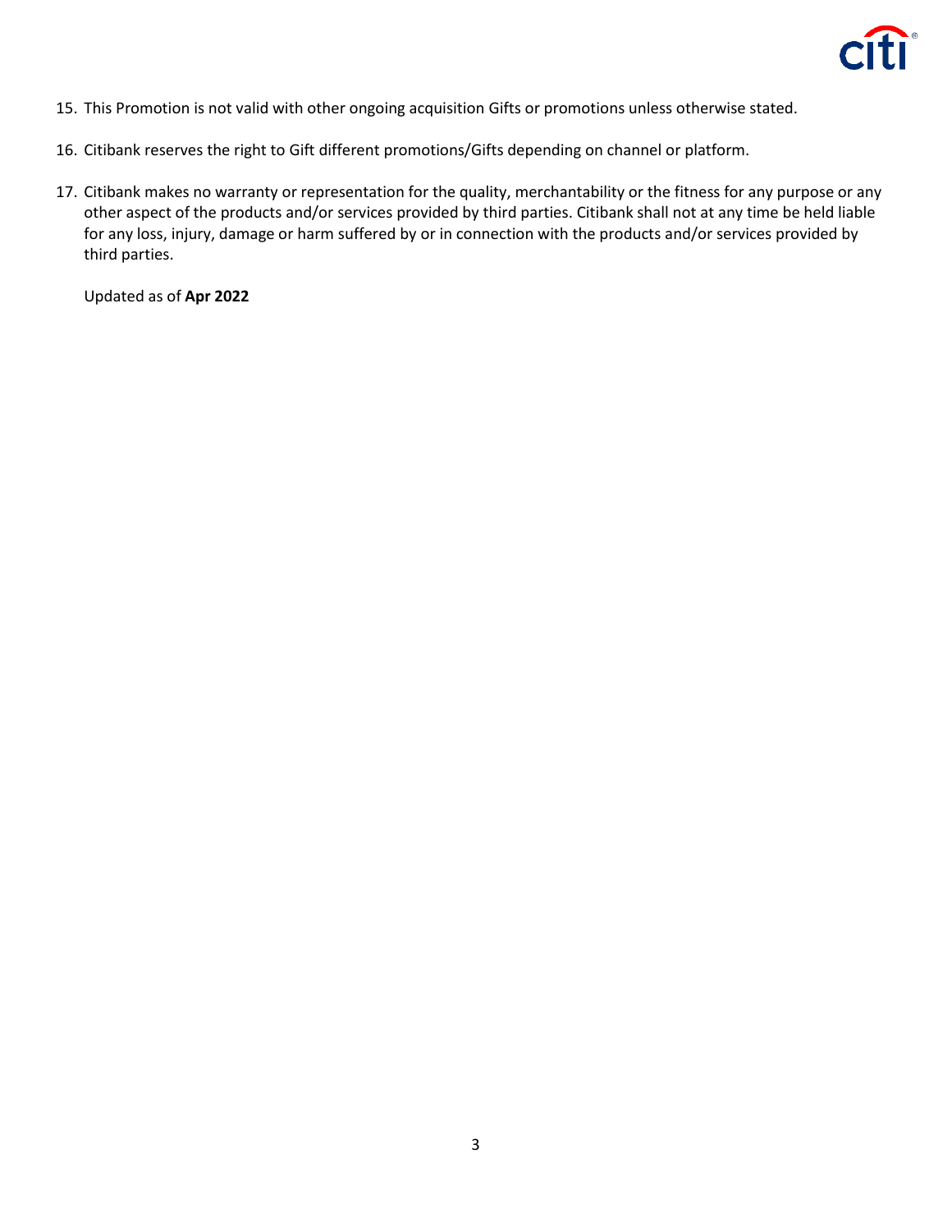15. This Promotion is not valid with other ongoing acquisition Gifts or promotions unless otherwise stated.

16. Citibank reserves the right to Gift different promotions/Gifts depending on channel or platform.

17. Citibank makes no warranty or representation for the quality, merchantability or the fitness for any purpose or any other aspect of the products and/or services provided by third parties. Citibank shall not at any time be held liable for any loss, injury, damage or harm suffered by or in connection with the products and/or services provided by third parties.

    Updated as of **Apr 2022**